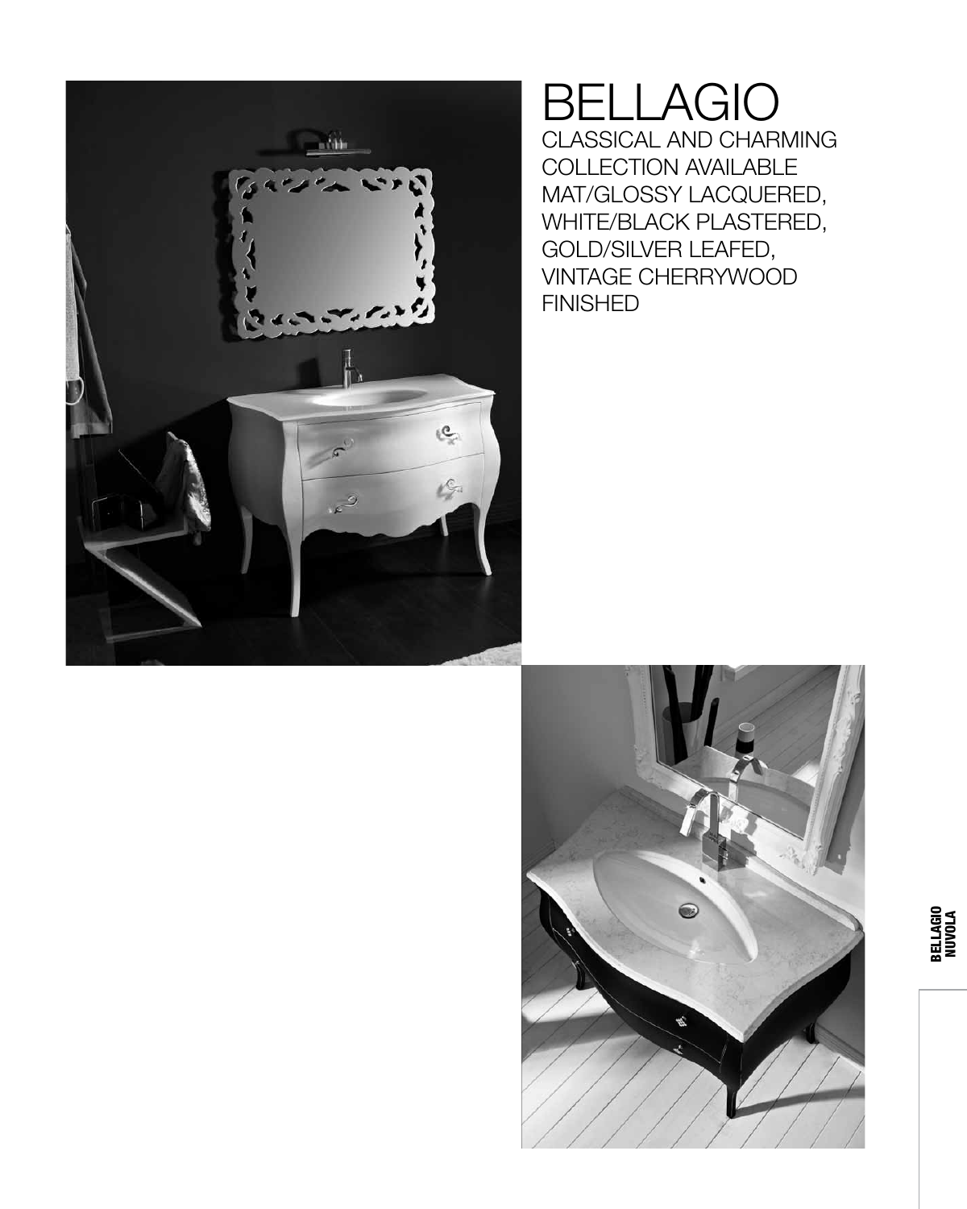# BELLAGIO

CLASSICAL AND CHARMING COLLECTION AVAILABLE MAT/GLOSSY LACQUERED, WHITE/BLACK PLASTERED, GOLD/SILVER LEAFED, VINTAGE CHERRYWOOD FINISHED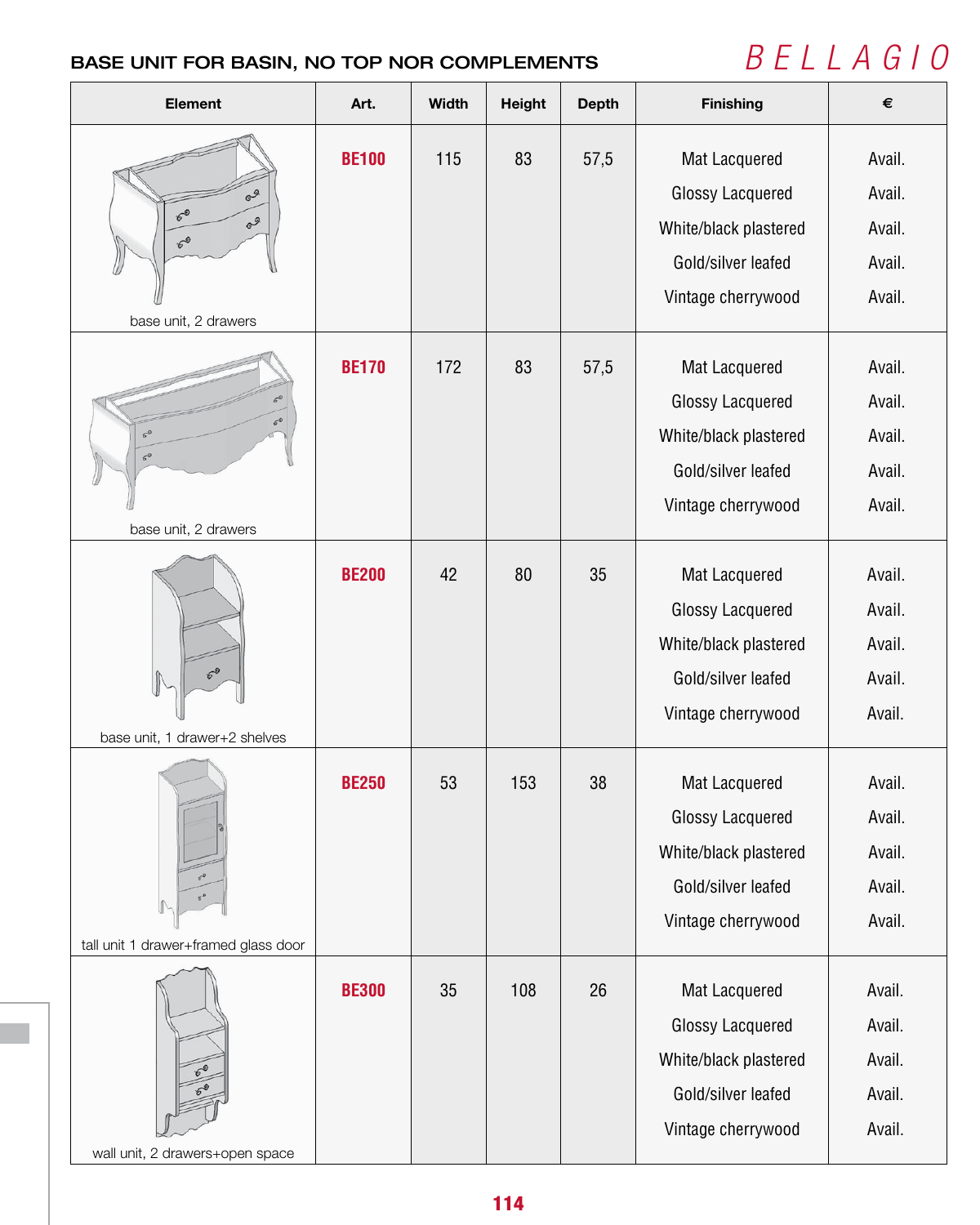## BASE UNIT FOR BASIN, NO TOP NOR COMPLEMENTS

**BELLAGIO**

| Element | Art. | Width | Height | Depth | Finishing | € |
|---|---|---|---|---|---|---|
| base unit, 2 drawers | **BE100** | 115 | 83 | 57,5 | Mat Lacquered<br>Glossy Lacquered<br>White/black plastered<br>Gold/silver leafed<br>Vintage cherrywood | Avail.<br>Avail.<br>Avail.<br>Avail.<br>Avail. |
| base unit, 2 drawers | **BE170** | 172 | 83 | 57,5 | Mat Lacquered<br>Glossy Lacquered<br>White/black plastered<br>Gold/silver leafed<br>Vintage cherrywood | Avail.<br>Avail.<br>Avail.<br>Avail.<br>Avail. |
| base unit, 1 drawer+2 shelves | **BE200** | 42 | 80 | 35 | Mat Lacquered<br>Glossy Lacquered<br>White/black plastered<br>Gold/silver leafed<br>Vintage cherrywood | Avail.<br>Avail.<br>Avail.<br>Avail.<br>Avail. |
| tall unit 1 drawer+framed glass door | **BE250** | 53 | 153 | 38 | Mat Lacquered<br>Glossy Lacquered<br>White/black plastered<br>Gold/silver leafed<br>Vintage cherrywood | Avail.<br>Avail.<br>Avail.<br>Avail.<br>Avail. |
| wall unit, 2 drawers+open space | **BE300** | 35 | 108 | 26 | Mat Lacquered<br>Glossy Lacquered<br>White/black plastered<br>Gold/silver leafed<br>Vintage cherrywood | Avail.<br>Avail.<br>Avail.<br>Avail.<br>Avail. |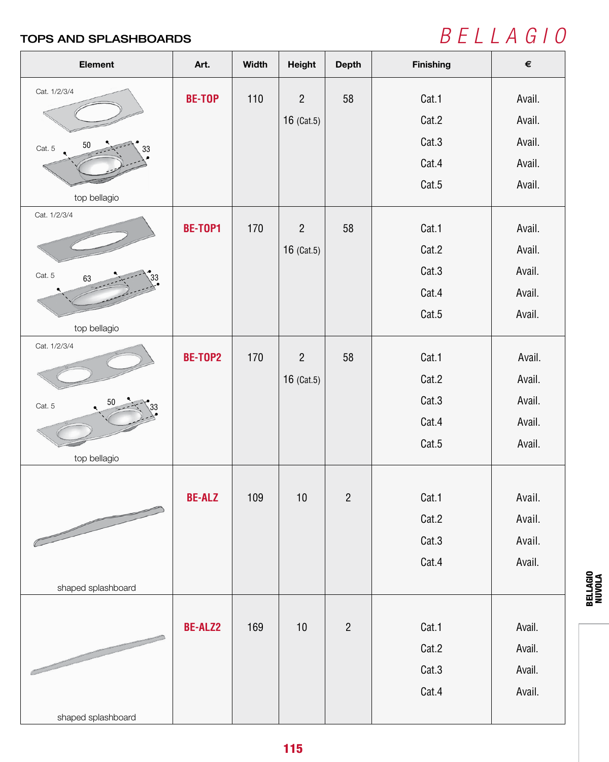## TOPS AND SPLASHBOARDS

# BELLAGIO

| Element | Art. | Width | Height | Depth | Finishing | € |
|---|---|---|---|---|---|---|
| Cat. 1/2/3/4<br>Cat. 5 50 33<br>top bellagio | BE-TOP | 110 | 2<br>16 (Cat.5) | 58 | Cat.1<br>Cat.2<br>Cat.3<br>Cat.4<br>Cat.5 | Avail.<br>Avail.<br>Avail.<br>Avail.<br>Avail. |
| Cat. 1/2/3/4<br>Cat. 5 63 33<br>top bellagio | BE-TOP1 | 170 | 2<br>16 (Cat.5) | 58 | Cat.1<br>Cat.2<br>Cat.3<br>Cat.4<br>Cat.5 | Avail.<br>Avail.<br>Avail.<br>Avail.<br>Avail. |
| Cat. 1/2/3/4<br>Cat. 5 50 33<br>top bellagio | BE-TOP2 | 170 | 2<br>16 (Cat.5) | 58 | Cat.1<br>Cat.2<br>Cat.3<br>Cat.4<br>Cat.5 | Avail.<br>Avail.<br>Avail.<br>Avail.<br>Avail. |
| shaped splashboard | BE-ALZ | 109 | 10 | 2 | Cat.1<br>Cat.2<br>Cat.3<br>Cat.4 | Avail.<br>Avail.<br>Avail.<br>Avail. |
| shaped splashboard | BE-ALZ2 | 169 | 10 | 2 | Cat.1<br>Cat.2<br>Cat.3<br>Cat.4 | Avail.<br>Avail.<br>Avail.<br>Avail. |

BELLAGIO NUVOLA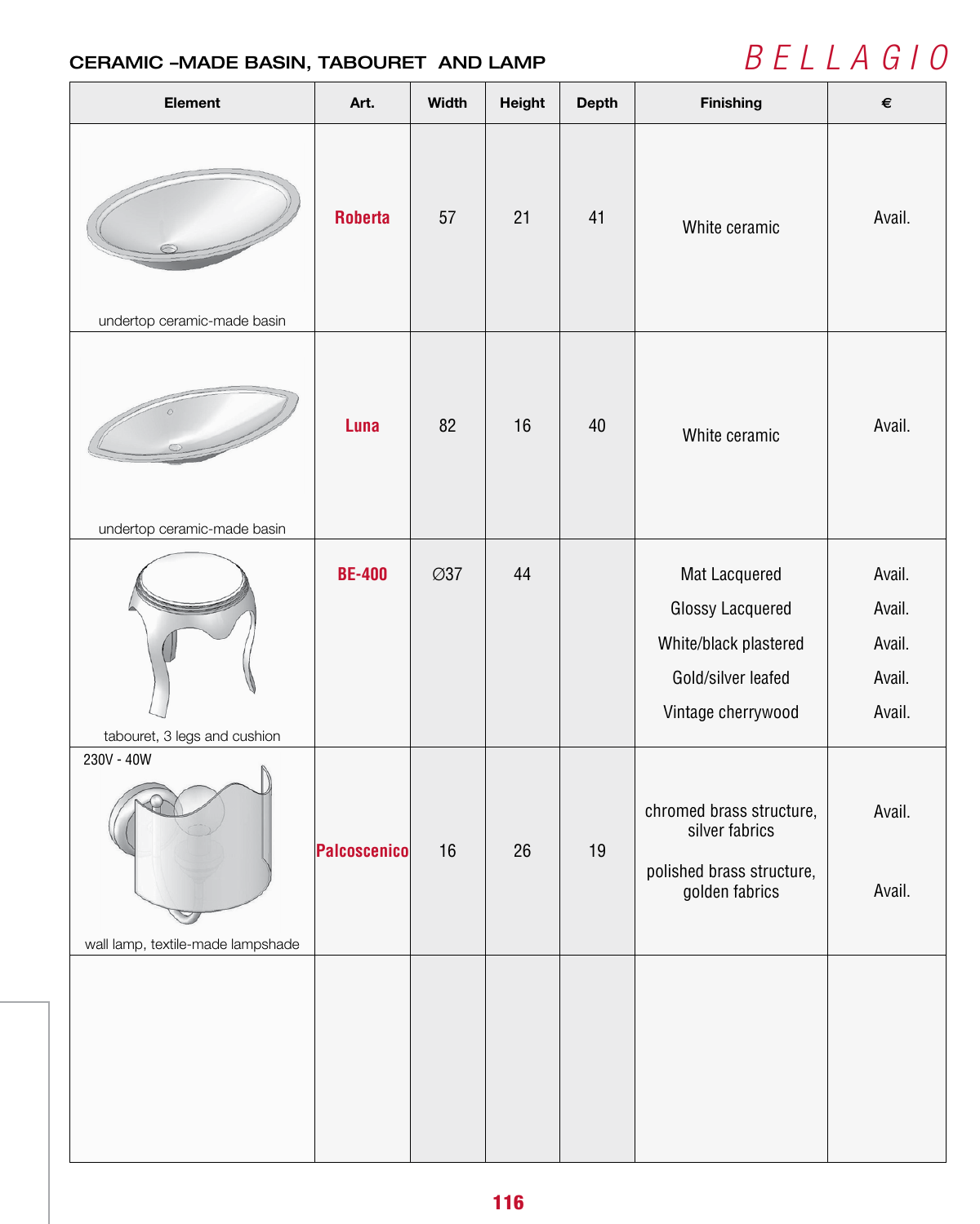## CERAMIC –MADE BASIN, TABOURET AND LAMP

# BELLAGIO

| Element | Art. | Width | Height | Depth | Finishing | € |
|---|---|---|---|---|---|---|
| undertop ceramic-made basin | **Roberta** | 57 | 21 | 41 | White ceramic | Avail. |
| undertop ceramic-made basin | **Luna** | 82 | 16 | 40 | White ceramic | Avail. |
| tabouret, 3 legs and cushion | **BE-400** | ∅37 | 44 | | Mat Lacquered | Avail. |
| | | | | | Glossy Lacquered | Avail. |
| | | | | | White/black plastered | Avail. |
| | | | | | Gold/silver leafed | Avail. |
| | | | | | Vintage cherrywood | Avail. |
| 230V - 40W<br>wall lamp, textile-made lampshade | **Palcoscenico** | 16 | 26 | 19 | chromed brass structure, silver fabrics | Avail. |
| | | | | | polished brass structure, golden fabrics | Avail. |
| | | | | | | |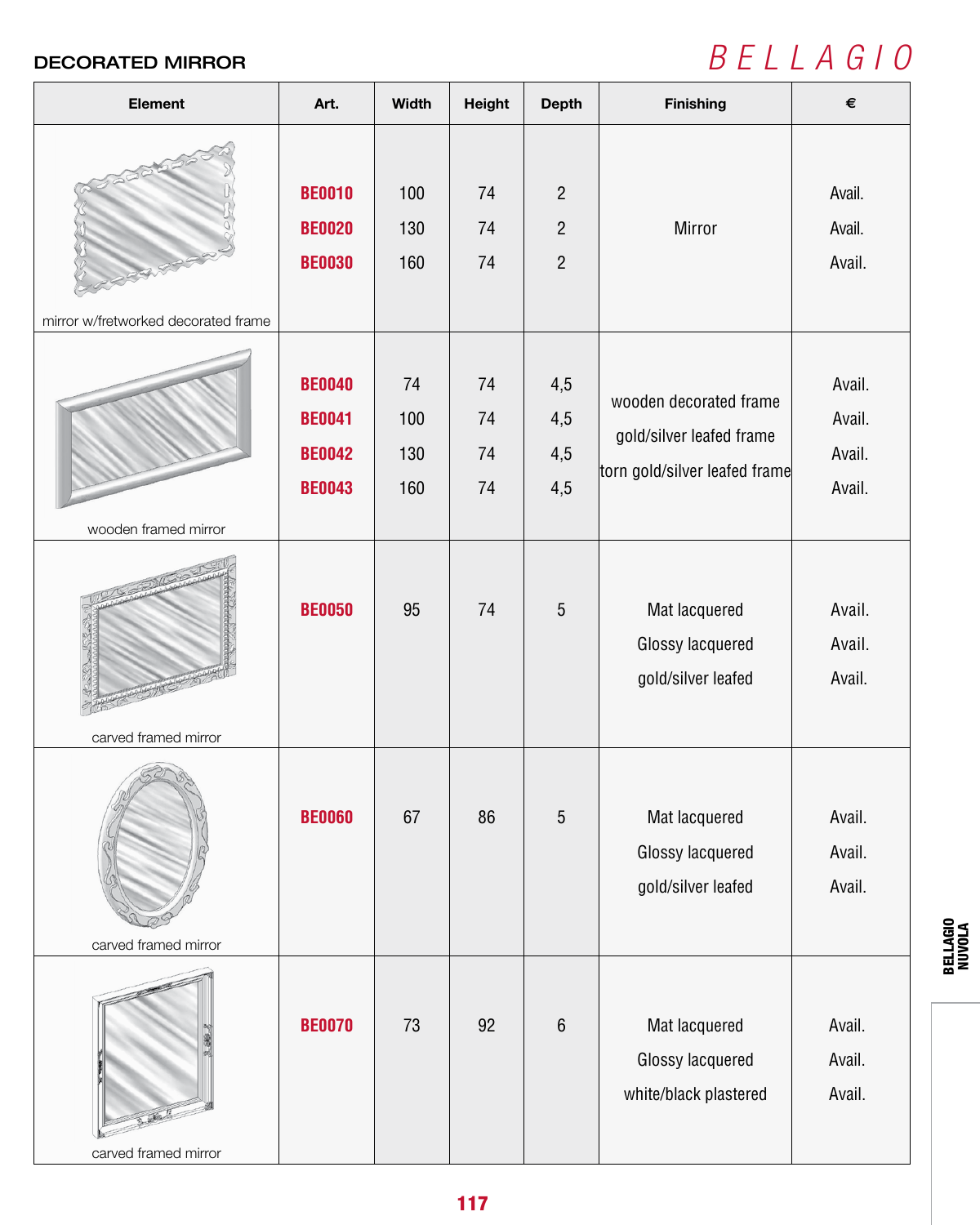## DECORATED MIRROR

**BELLAGIO**

| Element | Art. | Width | Height | Depth | Finishing | € |
|---|---|---|---|---|---|---|
| mirror w/fretworked decorated frame | BE0010<br>BE0020<br>BE0030 | 100<br>130<br>160 | 74<br>74<br>74 | 2<br>2<br>2 | Mirror | Avail.<br>Avail.<br>Avail. |
| wooden framed mirror | BE0040<br>BE0041<br>BE0042<br>BE0043 | 74<br>100<br>130<br>160 | 74<br>74<br>74<br>74 | 4,5<br>4,5<br>4,5<br>4,5 | wooden decorated frame<br>gold/silver leafed frame<br>torn gold/silver leafed frame | Avail.<br>Avail.<br>Avail.<br>Avail. |
| carved framed mirror | BE0050 | 95 | 74 | 5 | Mat lacquered<br>Glossy lacquered<br>gold/silver leafed | Avail.<br>Avail.<br>Avail. |
| carved framed mirror | BE0060 | 67 | 86 | 5 | Mat lacquered<br>Glossy lacquered<br>gold/silver leafed | Avail.<br>Avail.<br>Avail. |
| carved framed mirror | BE0070 | 73 | 92 | 6 | Mat lacquered<br>Glossy lacquered<br>white/black plastered | Avail.<br>Avail.<br>Avail. |

BELLAGIO NUVOLA